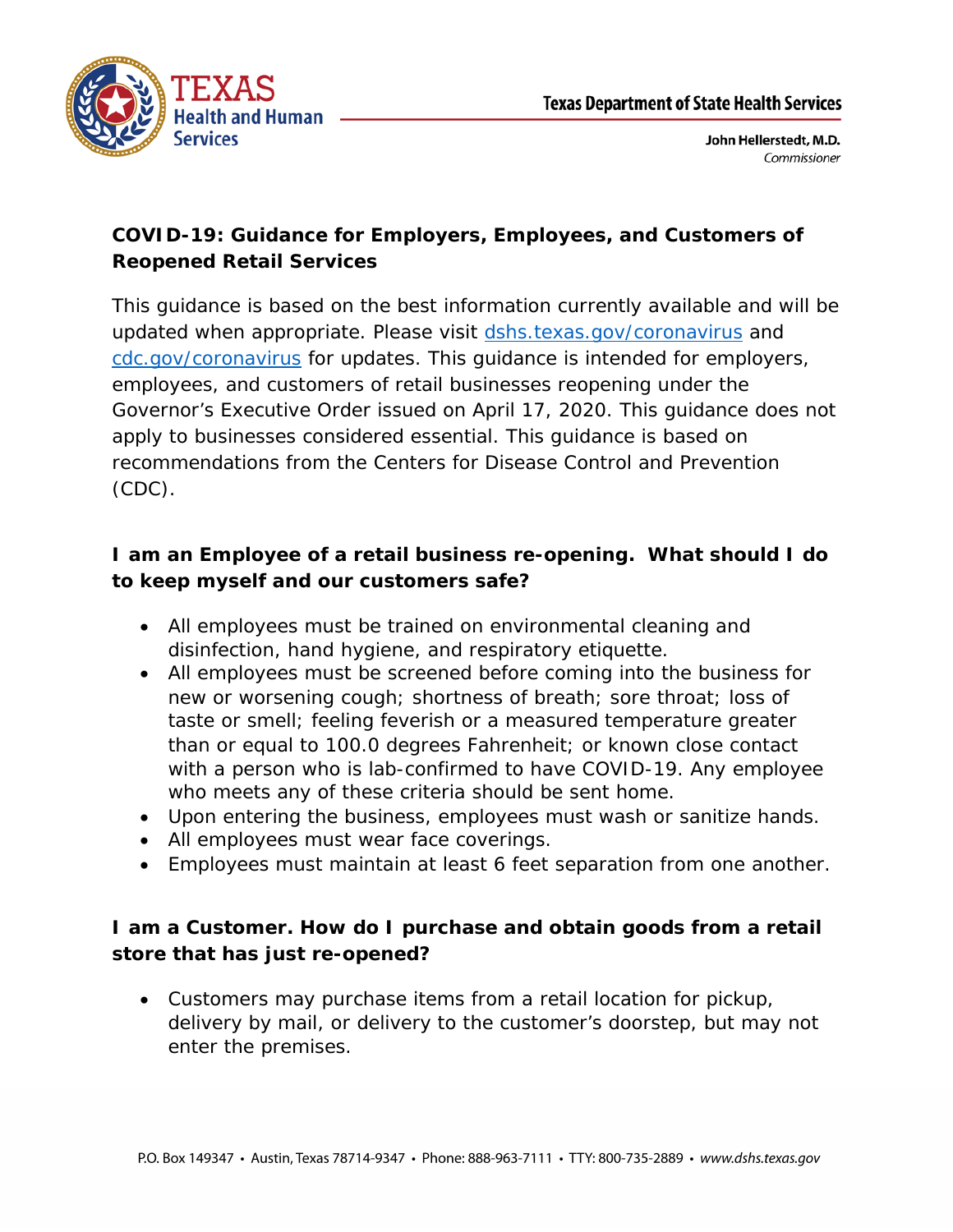Texas Department of State Health Services

John Hellerstedt, M.D.
*Commissioner*

## COVID-19: Guidance for Employers, Employees, and Customers of Reopened Retail Services

This guidance is based on the best information currently available and will be updated when appropriate. Please visit [dshs.texas.gov/coronavirus](dshs.texas.gov/coronavirus) and [cdc.gov/coronavirus](cdc.gov/coronavirus) for updates. This guidance is intended for employers, employees, and customers of retail businesses reopening under the Governor's Executive Order issued on April 17, 2020. This guidance does not apply to businesses considered essential. This guidance is based on recommendations from the Centers for Disease Control and Prevention (CDC).

### I am an Employee of a retail business re-opening. What should I do to keep myself and our customers safe?

- All employees must be trained on environmental cleaning and disinfection, hand hygiene, and respiratory etiquette.
- All employees must be screened before coming into the business for new or worsening cough; shortness of breath; sore throat; loss of taste or smell; feeling feverish or a measured temperature greater than or equal to 100.0 degrees Fahrenheit; or known close contact with a person who is lab-confirmed to have COVID-19. Any employee who meets any of these criteria should be sent home.
- Upon entering the business, employees must wash or sanitize hands.
- All employees must wear face coverings.
- Employees must maintain at least 6 feet separation from one another.

### I am a Customer. How do I purchase and obtain goods from a retail store that has just re-opened?

- Customers may purchase items from a retail location for pickup, delivery by mail, or delivery to the customer's doorstep, but may not enter the premises.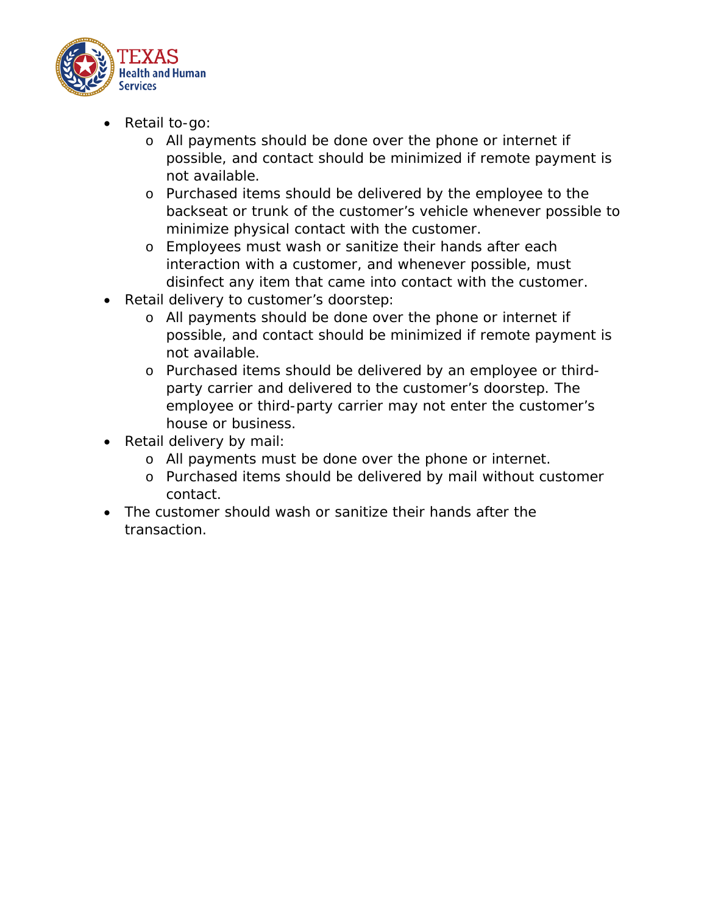- Retail to-go:
  - All payments should be done over the phone or internet if possible, and contact should be minimized if remote payment is not available.
  - Purchased items should be delivered by the employee to the backseat or trunk of the customer's vehicle whenever possible to minimize physical contact with the customer.
  - Employees must wash or sanitize their hands after each interaction with a customer, and whenever possible, must disinfect any item that came into contact with the customer.
- Retail delivery to customer's doorstep:
  - All payments should be done over the phone or internet if possible, and contact should be minimized if remote payment is not available.
  - Purchased items should be delivered by an employee or third-party carrier and delivered to the customer's doorstep. The employee or third-party carrier may not enter the customer's house or business.
- Retail delivery by mail:
  - All payments must be done over the phone or internet.
  - Purchased items should be delivered by mail without customer contact.
- The customer should wash or sanitize their hands after the transaction.